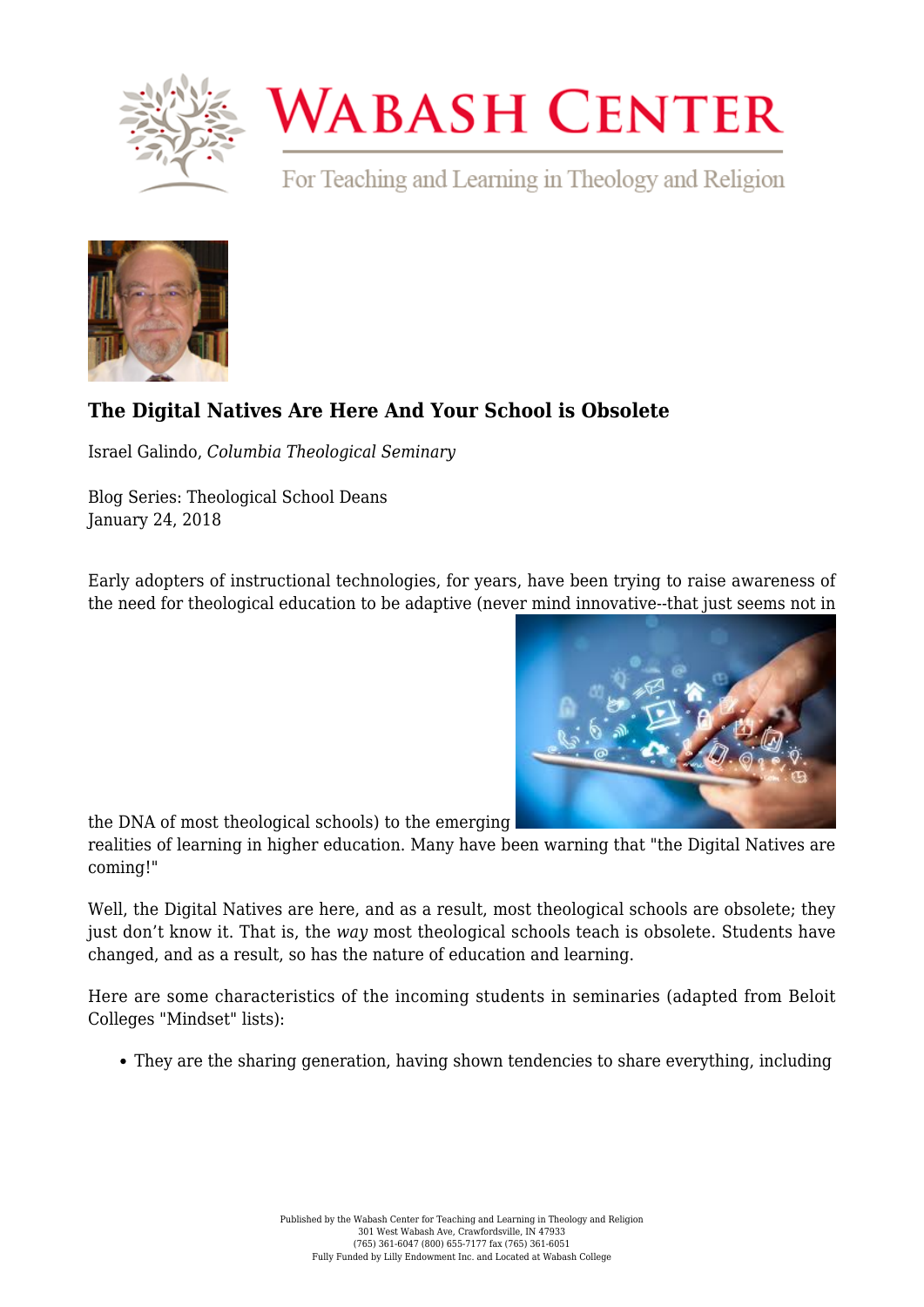## The Digital Natives Are Here And Your School is Obsolete

Israel Galindo, *Columbia Theological Seminary*

Blog Series: Theological School Deans
January 24, 2018

Early adopters of instructional technologies, for years, have been trying to raise awareness of the need for theological education to be adaptive (never mind innovative--that just seems not in the DNA of most theological schools) to the emerging realities of learning in higher education. Many have been warning that "the Digital Natives are coming!"

Well, the Digital Natives are here, and as a result, most theological schools are obsolete; they just don't know it. That is, the *way* most theological schools teach is obsolete. Students have changed, and as a result, so has the nature of education and learning.

Here are some characteristics of the incoming students in seminaries (adapted from Beloit Colleges "Mindset" lists):

- They are the sharing generation, having shown tendencies to share everything, including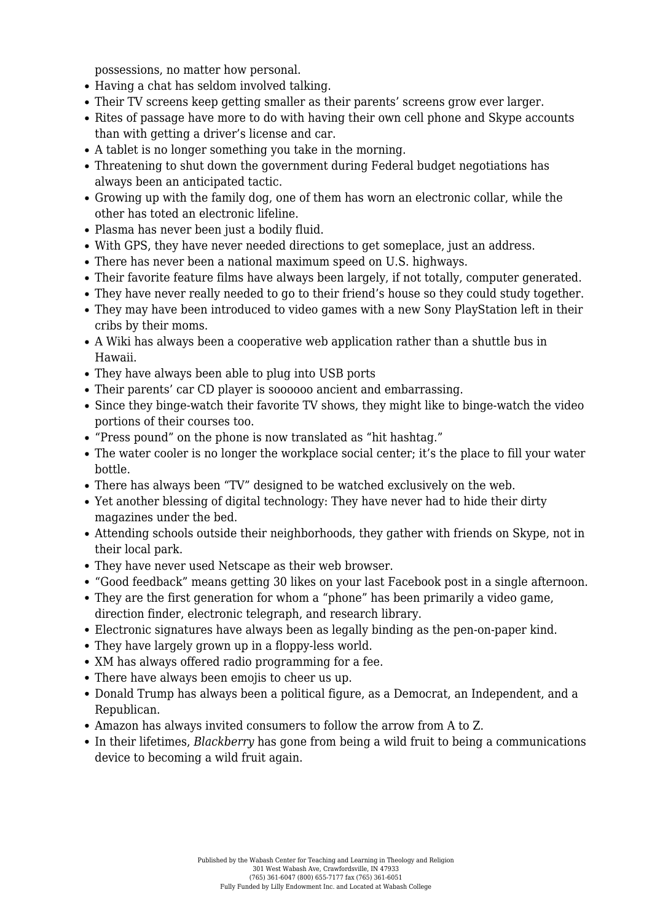possessions, no matter how personal.

- Having a chat has seldom involved talking.
- Their TV screens keep getting smaller as their parents' screens grow ever larger.
- Rites of passage have more to do with having their own cell phone and Skype accounts than with getting a driver's license and car.
- A tablet is no longer something you take in the morning.
- Threatening to shut down the government during Federal budget negotiations has always been an anticipated tactic.
- Growing up with the family dog, one of them has worn an electronic collar, while the other has toted an electronic lifeline.
- Plasma has never been just a bodily fluid.
- With GPS, they have never needed directions to get someplace, just an address.
- There has never been a national maximum speed on U.S. highways.
- Their favorite feature films have always been largely, if not totally, computer generated.
- They have never really needed to go to their friend's house so they could study together.
- They may have been introduced to video games with a new Sony PlayStation left in their cribs by their moms.
- A Wiki has always been a cooperative web application rather than a shuttle bus in Hawaii.
- They have always been able to plug into USB ports
- Their parents' car CD player is soooooo ancient and embarrassing.
- Since they binge-watch their favorite TV shows, they might like to binge-watch the video portions of their courses too.
- "Press pound" on the phone is now translated as "hit hashtag."
- The water cooler is no longer the workplace social center; it's the place to fill your water bottle.
- There has always been "TV" designed to be watched exclusively on the web.
- Yet another blessing of digital technology: They have never had to hide their dirty magazines under the bed.
- Attending schools outside their neighborhoods, they gather with friends on Skype, not in their local park.
- They have never used Netscape as their web browser.
- "Good feedback" means getting 30 likes on your last Facebook post in a single afternoon.
- They are the first generation for whom a "phone" has been primarily a video game, direction finder, electronic telegraph, and research library.
- Electronic signatures have always been as legally binding as the pen-on-paper kind.
- They have largely grown up in a floppy-less world.
- XM has always offered radio programming for a fee.
- There have always been emojis to cheer us up.
- Donald Trump has always been a political figure, as a Democrat, an Independent, and a Republican.
- Amazon has always invited consumers to follow the arrow from A to Z.
- In their lifetimes, *Blackberry* has gone from being a wild fruit to being a communications device to becoming a wild fruit again.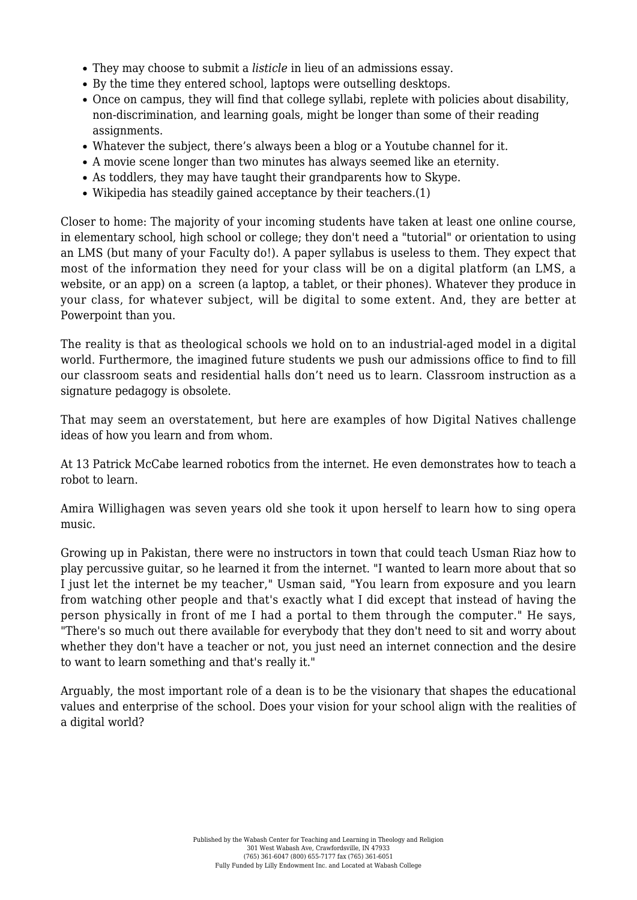- They may choose to submit a *listicle* in lieu of an admissions essay.
- By the time they entered school, laptops were outselling desktops.
- Once on campus, they will find that college syllabi, replete with policies about disability, non-discrimination, and learning goals, might be longer than some of their reading assignments.
- Whatever the subject, there's always been a blog or a Youtube channel for it.
- A movie scene longer than two minutes has always seemed like an eternity.
- As toddlers, they may have taught their grandparents how to Skype.
- Wikipedia has steadily gained acceptance by their teachers.(1)

Closer to home: The majority of your incoming students have taken at least one online course, in elementary school, high school or college; they don't need a "tutorial" or orientation to using an LMS (but many of your Faculty do!). A paper syllabus is useless to them. They expect that most of the information they need for your class will be on a digital platform (an LMS, a website, or an app) on a screen (a laptop, a tablet, or their phones). Whatever they produce in your class, for whatever subject, will be digital to some extent. And, they are better at Powerpoint than you.

The reality is that as theological schools we hold on to an industrial-aged model in a digital world. Furthermore, the imagined future students we push our admissions office to find to fill our classroom seats and residential halls don't need us to learn. Classroom instruction as a signature pedagogy is obsolete.

That may seem an overstatement, but here are examples of how Digital Natives challenge ideas of how you learn and from whom.

At 13 Patrick McCabe learned robotics from the internet. He even demonstrates how to teach a robot to learn.

Amira Willighagen was seven years old she took it upon herself to learn how to sing opera music.

Growing up in Pakistan, there were no instructors in town that could teach Usman Riaz how to play percussive guitar, so he learned it from the internet. "I wanted to learn more about that so I just let the internet be my teacher," Usman said, "You learn from exposure and you learn from watching other people and that's exactly what I did except that instead of having the person physically in front of me I had a portal to them through the computer." He says, "There's so much out there available for everybody that they don't need to sit and worry about whether they don't have a teacher or not, you just need an internet connection and the desire to want to learn something and that's really it."

Arguably, the most important role of a dean is to be the visionary that shapes the educational values and enterprise of the school. Does your vision for your school align with the realities of a digital world?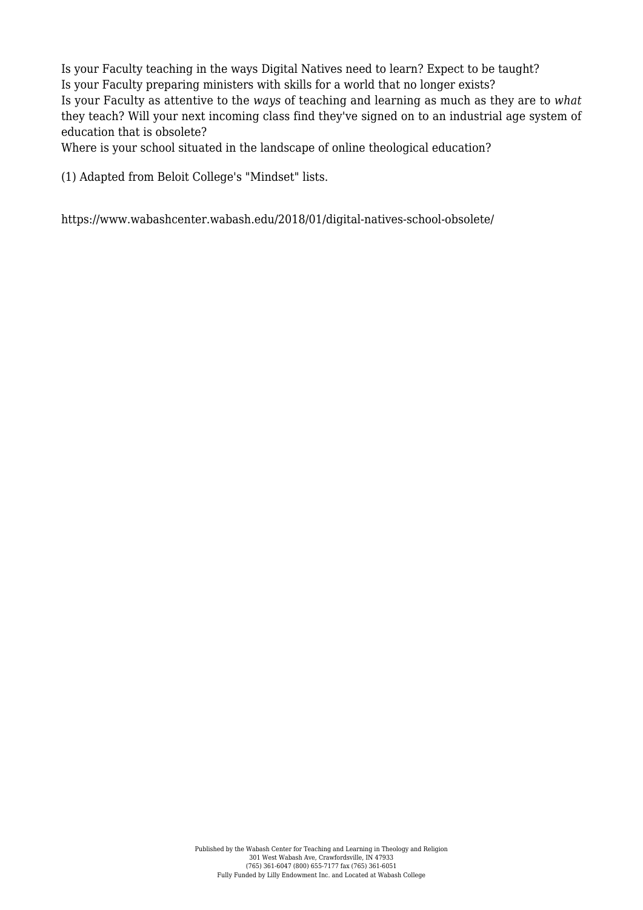Is your Faculty teaching in the ways Digital Natives need to learn? Expect to be taught?
Is your Faculty preparing ministers with skills for a world that no longer exists?
Is your Faculty as attentive to the *ways* of teaching and learning as much as they are to *what* they teach? Will your next incoming class find they've signed on to an industrial age system of education that is obsolete?
Where is your school situated in the landscape of online theological education?

(1) Adapted from Beloit College's "Mindset" lists.

https://www.wabashcenter.wabash.edu/2018/01/digital-natives-school-obsolete/